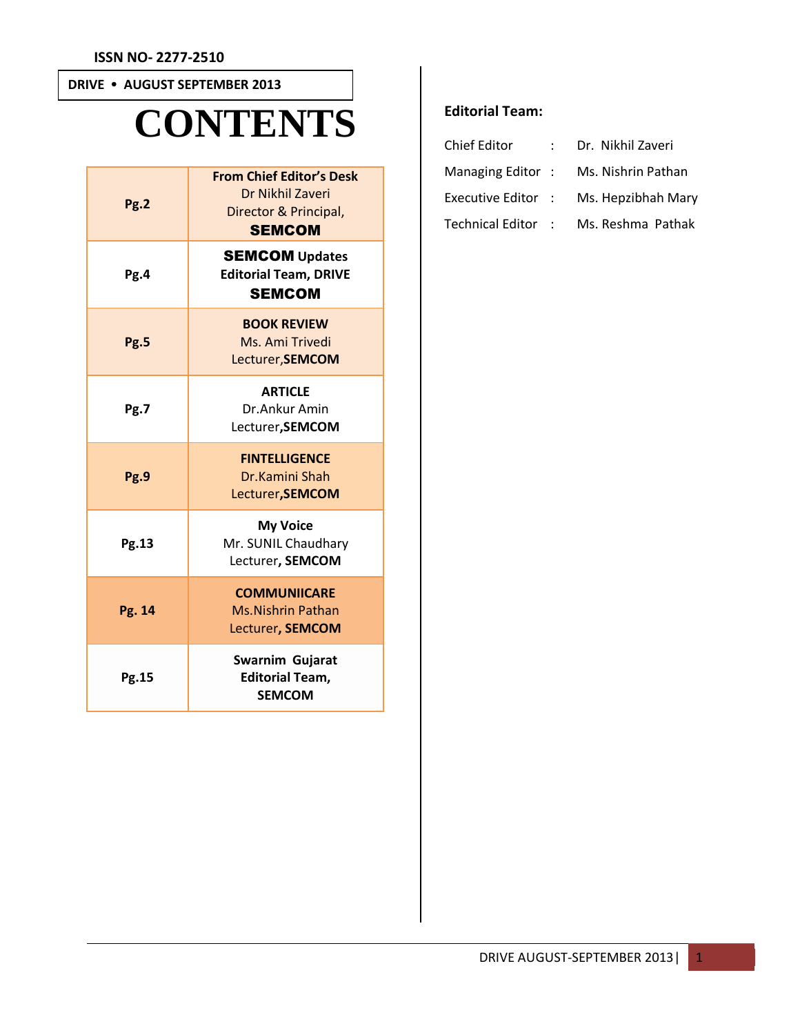ISSN NO- 2277-2510

DRIVE • AUGUST SEPTEMBER 2013

# CONTENTS

| Page | Content |
|---|---|
| Pg.2 | **From Chief Editor's Desk** Dr Nikhil Zaveri Director & Principal, **SEMCOM** |
| Pg.4 | **SEMCOM Updates Editorial Team, DRIVE SEMCOM** |
| Pg.5 | **BOOK REVIEW** Ms. Ami Trivedi Lecturer,**SEMCOM** |
| Pg.7 | **ARTICLE** Dr.Ankur Amin Lecturer,**SEMCOM** |
| Pg.9 | **FINTELLIGENCE** Dr.Kamini Shah Lecturer,**SEMCOM** |
| Pg.13 | **My Voice** Mr. SUNIL Chaudhary Lecturer, **SEMCOM** |
| Pg. 14 | **COMMUNIICARE** Ms.Nishrin Pathan Lecturer, **SEMCOM** |
| Pg.15 | **Swarnim Gujarat Editorial Team, SEMCOM** |

**Editorial Team:**

| | | |
|---|---|---|
| Chief Editor | : | Dr. Nikhil Zaveri |
| Managing Editor | : | Ms. Nishrin Pathan |
| Executive Editor | : | Ms. Hepzibhah Mary |
| Technical Editor | : | Ms. Reshma Pathak |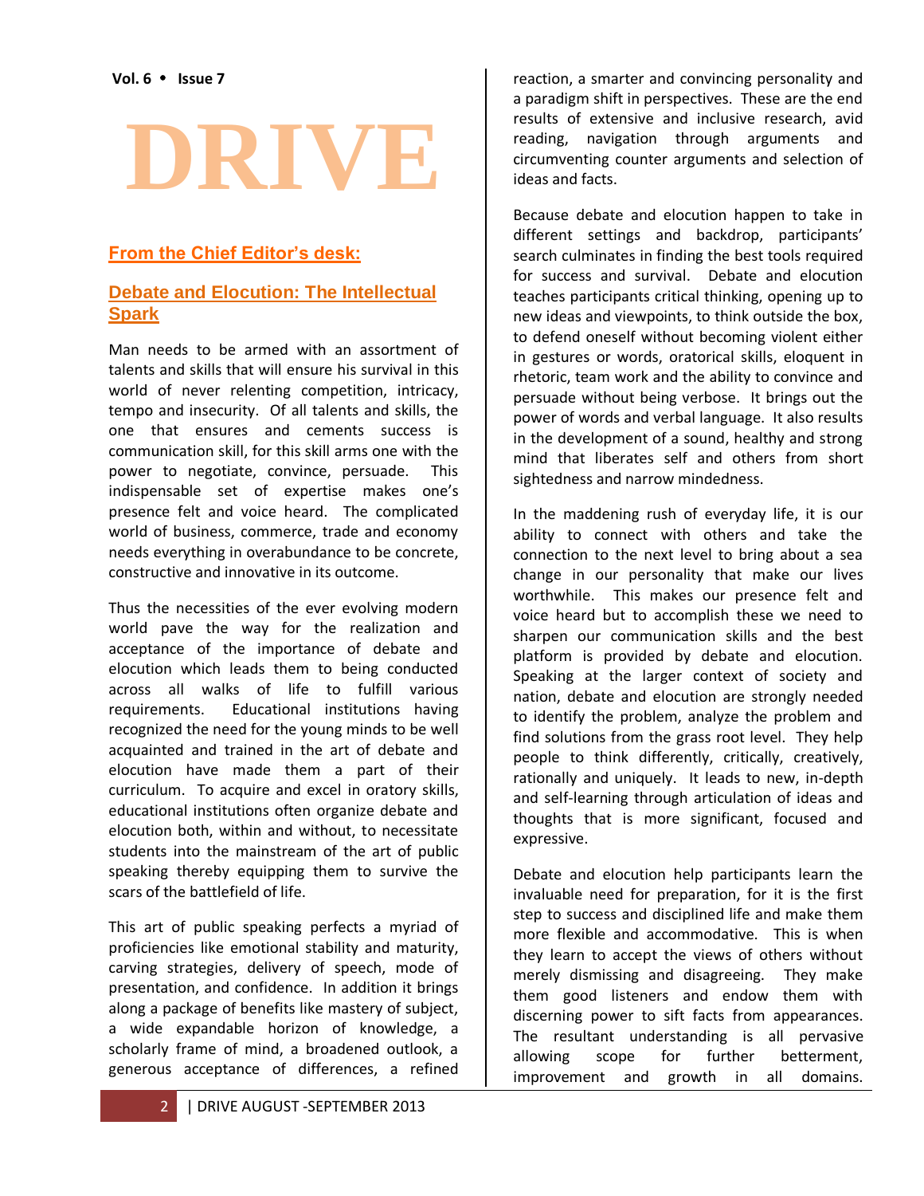# DRIVE

## From the Chief Editor's desk:

## Debate and Elocution: The Intellectual Spark

Man needs to be armed with an assortment of talents and skills that will ensure his survival in this world of never relenting competition, intricacy, tempo and insecurity. Of all talents and skills, the one that ensures and cements success is communication skill, for this skill arms one with the power to negotiate, convince, persuade. This indispensable set of expertise makes one's presence felt and voice heard. The complicated world of business, commerce, trade and economy needs everything in overabundance to be concrete, constructive and innovative in its outcome.

Thus the necessities of the ever evolving modern world pave the way for the realization and acceptance of the importance of debate and elocution which leads them to being conducted across all walks of life to fulfill various requirements. Educational institutions having recognized the need for the young minds to be well acquainted and trained in the art of debate and elocution have made them a part of their curriculum. To acquire and excel in oratory skills, educational institutions often organize debate and elocution both, within and without, to necessitate students into the mainstream of the art of public speaking thereby equipping them to survive the scars of the battlefield of life.

This art of public speaking perfects a myriad of proficiencies like emotional stability and maturity, carving strategies, delivery of speech, mode of presentation, and confidence. In addition it brings along a package of benefits like mastery of subject, a wide expandable horizon of knowledge, a scholarly frame of mind, a broadened outlook, a generous acceptance of differences, a refined reaction, a smarter and convincing personality and a paradigm shift in perspectives. These are the end results of extensive and inclusive research, avid reading, navigation through arguments and circumventing counter arguments and selection of ideas and facts.

Because debate and elocution happen to take in different settings and backdrop, participants' search culminates in finding the best tools required for success and survival. Debate and elocution teaches participants critical thinking, opening up to new ideas and viewpoints, to think outside the box, to defend oneself without becoming violent either in gestures or words, oratorical skills, eloquent in rhetoric, team work and the ability to convince and persuade without being verbose. It brings out the power of words and verbal language. It also results in the development of a sound, healthy and strong mind that liberates self and others from short sightedness and narrow mindedness.

In the maddening rush of everyday life, it is our ability to connect with others and take the connection to the next level to bring about a sea change in our personality that make our lives worthwhile. This makes our presence felt and voice heard but to accomplish these we need to sharpen our communication skills and the best platform is provided by debate and elocution. Speaking at the larger context of society and nation, debate and elocution are strongly needed to identify the problem, analyze the problem and find solutions from the grass root level. They help people to think differently, critically, creatively, rationally and uniquely. It leads to new, in-depth and self-learning through articulation of ideas and thoughts that is more significant, focused and expressive.

Debate and elocution help participants learn the invaluable need for preparation, for it is the first step to success and disciplined life and make them more flexible and accommodative. This is when they learn to accept the views of others without merely dismissing and disagreeing. They make them good listeners and endow them with discerning power to sift facts from appearances. The resultant understanding is all pervasive allowing scope for further betterment, improvement and growth in all domains.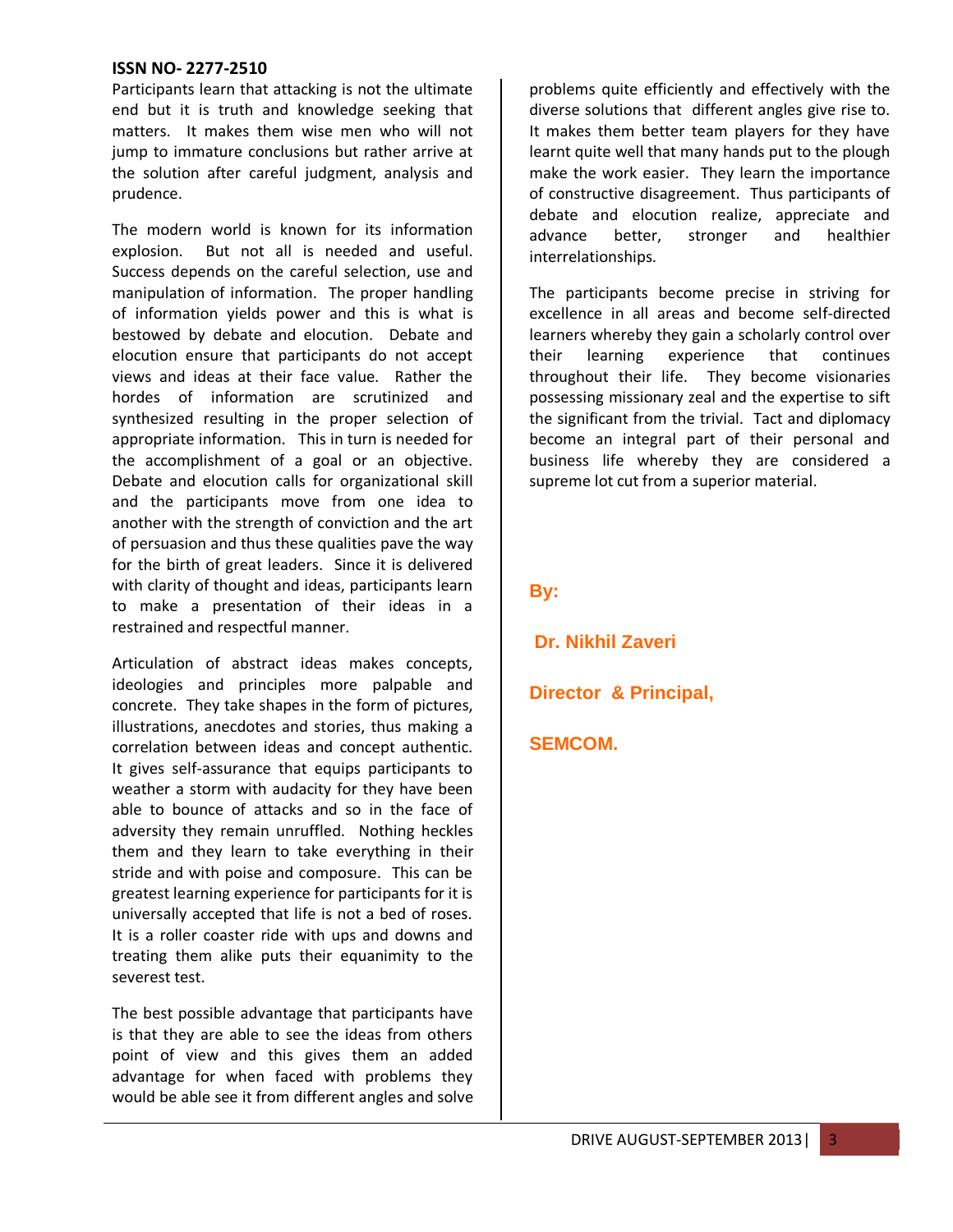Participants learn that attacking is not the ultimate end but it is truth and knowledge seeking that matters. It makes them wise men who will not jump to immature conclusions but rather arrive at the solution after careful judgment, analysis and prudence.

The modern world is known for its information explosion. But not all is needed and useful. Success depends on the careful selection, use and manipulation of information. The proper handling of information yields power and this is what is bestowed by debate and elocution. Debate and elocution ensure that participants do not accept views and ideas at their face value. Rather the hordes of information are scrutinized and synthesized resulting in the proper selection of appropriate information. This in turn is needed for the accomplishment of a goal or an objective. Debate and elocution calls for organizational skill and the participants move from one idea to another with the strength of conviction and the art of persuasion and thus these qualities pave the way for the birth of great leaders. Since it is delivered with clarity of thought and ideas, participants learn to make a presentation of their ideas in a restrained and respectful manner.

Articulation of abstract ideas makes concepts, ideologies and principles more palpable and concrete. They take shapes in the form of pictures, illustrations, anecdotes and stories, thus making a correlation between ideas and concept authentic. It gives self-assurance that equips participants to weather a storm with audacity for they have been able to bounce of attacks and so in the face of adversity they remain unruffled. Nothing heckles them and they learn to take everything in their stride and with poise and composure. This can be greatest learning experience for participants for it is universally accepted that life is not a bed of roses. It is a roller coaster ride with ups and downs and treating them alike puts their equanimity to the severest test.

The best possible advantage that participants have is that they are able to see the ideas from others point of view and this gives them an added advantage for when faced with problems they would be able see it from different angles and solve problems quite efficiently and effectively with the diverse solutions that different angles give rise to. It makes them better team players for they have learnt quite well that many hands put to the plough make the work easier. They learn the importance of constructive disagreement. Thus participants of debate and elocution realize, appreciate and advance better, stronger and healthier interrelationships.

The participants become precise in striving for excellence in all areas and become self-directed learners whereby they gain a scholarly control over their learning experience that continues throughout their life. They become visionaries possessing missionary zeal and the expertise to sift the significant from the trivial. Tact and diplomacy become an integral part of their personal and business life whereby they are considered a supreme lot cut from a superior material.

**By:**

**Dr. Nikhil Zaveri**

**Director & Principal,**

**SEMCOM.**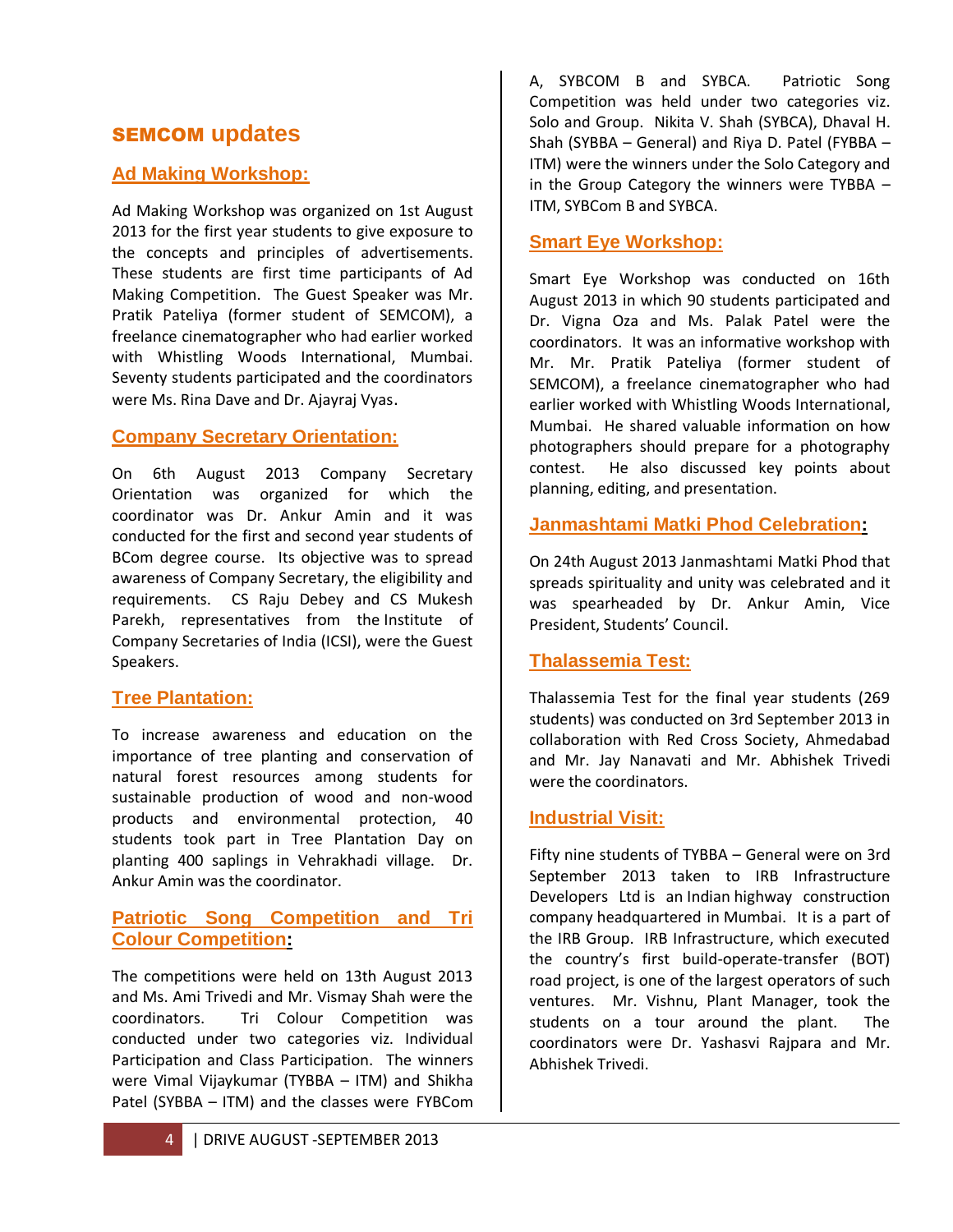# SEMCOM updates

## Ad Making Workshop:

Ad Making Workshop was organized on 1st August 2013 for the first year students to give exposure to the concepts and principles of advertisements. These students are first time participants of Ad Making Competition. The Guest Speaker was Mr. Pratik Pateliya (former student of SEMCOM), a freelance cinematographer who had earlier worked with Whistling Woods International, Mumbai. Seventy students participated and the coordinators were Ms. Rina Dave and Dr. Ajayraj Vyas.

## Company Secretary Orientation:

On 6th August 2013 Company Secretary Orientation was organized for which the coordinator was Dr. Ankur Amin and it was conducted for the first and second year students of BCom degree course. Its objective was to spread awareness of Company Secretary, the eligibility and requirements. CS Raju Debey and CS Mukesh Parekh, representatives from the Institute of Company Secretaries of India (ICSI), were the Guest Speakers.

## Tree Plantation:

To increase awareness and education on the importance of tree planting and conservation of natural forest resources among students for sustainable production of wood and non-wood products and environmental protection, 40 students took part in Tree Plantation Day on planting 400 saplings in Vehrakhadi village. Dr. Ankur Amin was the coordinator.

## Patriotic Song Competition and Tri Colour Competition:

The competitions were held on 13th August 2013 and Ms. Ami Trivedi and Mr. Vismay Shah were the coordinators. Tri Colour Competition was conducted under two categories viz. Individual Participation and Class Participation. The winners were Vimal Vijaykumar (TYBBA – ITM) and Shikha Patel (SYBBA – ITM) and the classes were FYBCom A, SYBCOM B and SYBCA. Patriotic Song Competition was held under two categories viz. Solo and Group. Nikita V. Shah (SYBCA), Dhaval H. Shah (SYBBA – General) and Riya D. Patel (FYBBA – ITM) were the winners under the Solo Category and in the Group Category the winners were TYBBA – ITM, SYBCom B and SYBCA.

## Smart Eye Workshop:

Smart Eye Workshop was conducted on 16th August 2013 in which 90 students participated and Dr. Vigna Oza and Ms. Palak Patel were the coordinators. It was an informative workshop with Mr. Mr. Pratik Pateliya (former student of SEMCOM), a freelance cinematographer who had earlier worked with Whistling Woods International, Mumbai. He shared valuable information on how photographers should prepare for a photography contest. He also discussed key points about planning, editing, and presentation.

## Janmashtami Matki Phod Celebration:

On 24th August 2013 Janmashtami Matki Phod that spreads spirituality and unity was celebrated and it was spearheaded by Dr. Ankur Amin, Vice President, Students' Council.

## Thalassemia Test:

Thalassemia Test for the final year students (269 students) was conducted on 3rd September 2013 in collaboration with Red Cross Society, Ahmedabad and Mr. Jay Nanavati and Mr. Abhishek Trivedi were the coordinators.

## Industrial Visit:

Fifty nine students of TYBBA – General were on 3rd September 2013 taken to IRB Infrastructure Developers Ltd is an Indian highway construction company headquartered in Mumbai. It is a part of the IRB Group. IRB Infrastructure, which executed the country's first build-operate-transfer (BOT) road project, is one of the largest operators of such ventures. Mr. Vishnu, Plant Manager, took the students on a tour around the plant. The coordinators were Dr. Yashasvi Rajpara and Mr. Abhishek Trivedi.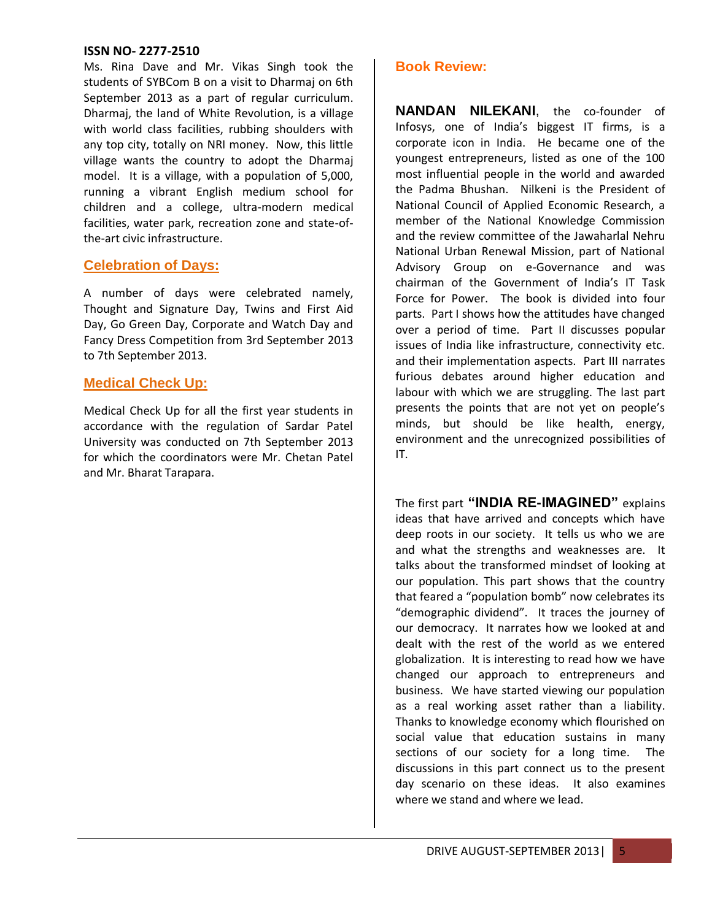Ms. Rina Dave and Mr. Vikas Singh took the students of SYBCom B on a visit to Dharmaj on 6th September 2013 as a part of regular curriculum. Dharmaj, the land of White Revolution, is a village with world class facilities, rubbing shoulders with any top city, totally on NRI money. Now, this little village wants the country to adopt the Dharmaj model. It is a village, with a population of 5,000, running a vibrant English medium school for children and a college, ultra-modern medical facilities, water park, recreation zone and state-of-the-art civic infrastructure.

## Celebration of Days:

A number of days were celebrated namely, Thought and Signature Day, Twins and First Aid Day, Go Green Day, Corporate and Watch Day and Fancy Dress Competition from 3rd September 2013 to 7th September 2013.

## Medical Check Up:

Medical Check Up for all the first year students in accordance with the regulation of Sardar Patel University was conducted on 7th September 2013 for which the coordinators were Mr. Chetan Patel and Mr. Bharat Tarapara.

## Book Review:

**NANDAN NILEKANI**, the co-founder of Infosys, one of India's biggest IT firms, is a corporate icon in India. He became one of the youngest entrepreneurs, listed as one of the 100 most influential people in the world and awarded the Padma Bhushan. Nilkeni is the President of National Council of Applied Economic Research, a member of the National Knowledge Commission and the review committee of the Jawaharlal Nehru National Urban Renewal Mission, part of National Advisory Group on e-Governance and was chairman of the Government of India's IT Task Force for Power. The book is divided into four parts. Part I shows how the attitudes have changed over a period of time. Part II discusses popular issues of India like infrastructure, connectivity etc. and their implementation aspects. Part III narrates furious debates around higher education and labour with which we are struggling. The last part presents the points that are not yet on people's minds, but should be like health, energy, environment and the unrecognized possibilities of IT.

The first part **"INDIA RE-IMAGINED"** explains ideas that have arrived and concepts which have deep roots in our society. It tells us who we are and what the strengths and weaknesses are. It talks about the transformed mindset of looking at our population. This part shows that the country that feared a "population bomb" now celebrates its "demographic dividend". It traces the journey of our democracy. It narrates how we looked at and dealt with the rest of the world as we entered globalization. It is interesting to read how we have changed our approach to entrepreneurs and business. We have started viewing our population as a real working asset rather than a liability. Thanks to knowledge economy which flourished on social value that education sustains in many sections of our society for a long time. The discussions in this part connect us to the present day scenario on these ideas. It also examines where we stand and where we lead.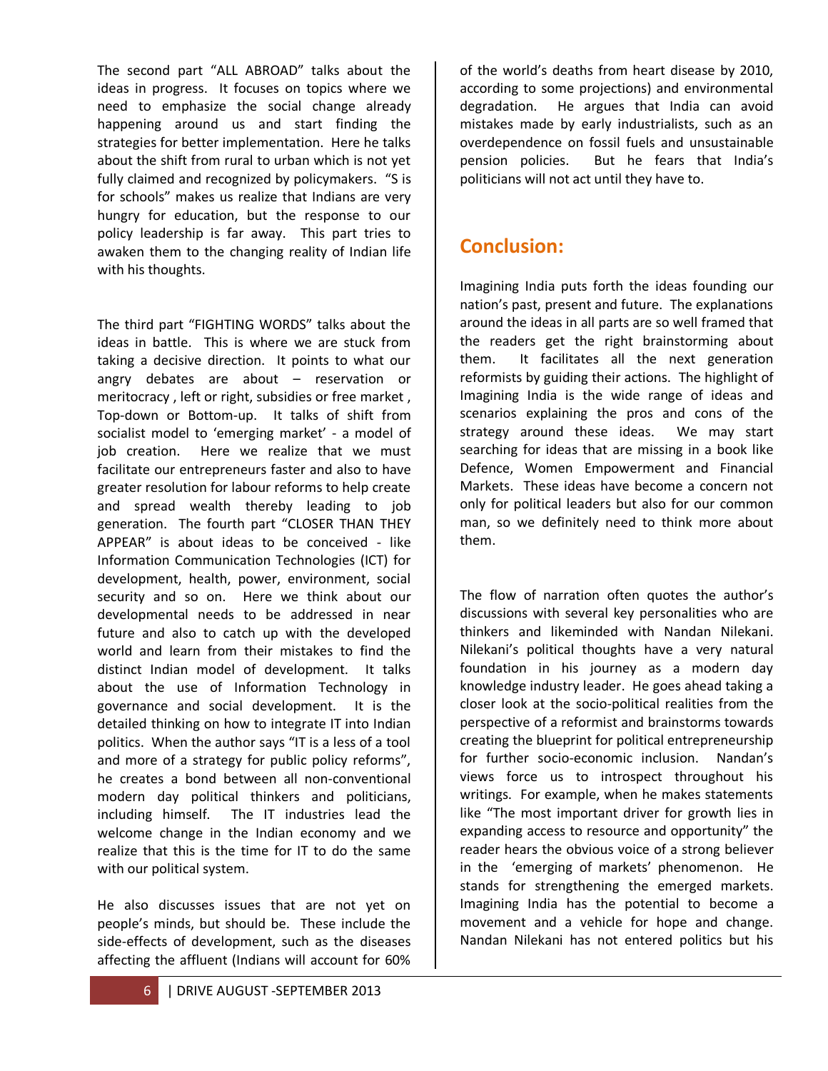The second part "ALL ABROAD" talks about the ideas in progress. It focuses on topics where we need to emphasize the social change already happening around us and start finding the strategies for better implementation. Here he talks about the shift from rural to urban which is not yet fully claimed and recognized by policymakers. "S is for schools" makes us realize that Indians are very hungry for education, but the response to our policy leadership is far away. This part tries to awaken them to the changing reality of Indian life with his thoughts.

The third part "FIGHTING WORDS" talks about the ideas in battle. This is where we are stuck from taking a decisive direction. It points to what our angry debates are about – reservation or meritocracy , left or right, subsidies or free market , Top-down or Bottom-up. It talks of shift from socialist model to 'emerging market' - a model of job creation. Here we realize that we must facilitate our entrepreneurs faster and also to have greater resolution for labour reforms to help create and spread wealth thereby leading to job generation. The fourth part "CLOSER THAN THEY APPEAR" is about ideas to be conceived - like Information Communication Technologies (ICT) for development, health, power, environment, social security and so on. Here we think about our developmental needs to be addressed in near future and also to catch up with the developed world and learn from their mistakes to find the distinct Indian model of development. It talks about the use of Information Technology in governance and social development. It is the detailed thinking on how to integrate IT into Indian politics. When the author says "IT is a less of a tool and more of a strategy for public policy reforms", he creates a bond between all non-conventional modern day political thinkers and politicians, including himself. The IT industries lead the welcome change in the Indian economy and we realize that this is the time for IT to do the same with our political system.

He also discusses issues that are not yet on people's minds, but should be. These include the side-effects of development, such as the diseases affecting the affluent (Indians will account for 60% of the world's deaths from heart disease by 2010, according to some projections) and environmental degradation. He argues that India can avoid mistakes made by early industrialists, such as an overdependence on fossil fuels and unsustainable pension policies. But he fears that India's politicians will not act until they have to.

## Conclusion:

Imagining India puts forth the ideas founding our nation's past, present and future. The explanations around the ideas in all parts are so well framed that the readers get the right brainstorming about them. It facilitates all the next generation reformists by guiding their actions. The highlight of Imagining India is the wide range of ideas and scenarios explaining the pros and cons of the strategy around these ideas. We may start searching for ideas that are missing in a book like Defence, Women Empowerment and Financial Markets. These ideas have become a concern not only for political leaders but also for our common man, so we definitely need to think more about them.

The flow of narration often quotes the author's discussions with several key personalities who are thinkers and likeminded with Nandan Nilekani. Nilekani's political thoughts have a very natural foundation in his journey as a modern day knowledge industry leader. He goes ahead taking a closer look at the socio-political realities from the perspective of a reformist and brainstorms towards creating the blueprint for political entrepreneurship for further socio-economic inclusion. Nandan's views force us to introspect throughout his writings. For example, when he makes statements like "The most important driver for growth lies in expanding access to resource and opportunity" the reader hears the obvious voice of a strong believer in the 'emerging of markets' phenomenon. He stands for strengthening the emerged markets. Imagining India has the potential to become a movement and a vehicle for hope and change. Nandan Nilekani has not entered politics but his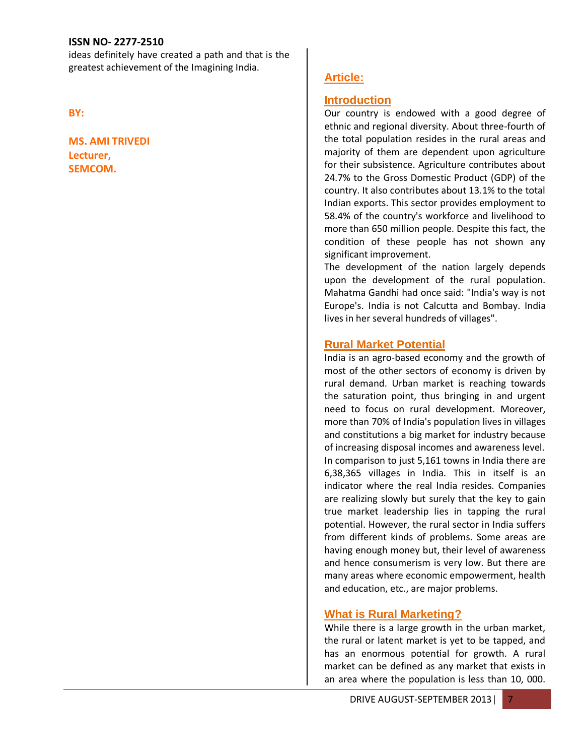ideas definitely have created a path and that is the greatest achievement of the Imagining India.

**BY:**

**MS. AMI TRIVEDI**
**Lecturer,**
**SEMCOM.**

## Article:

### Introduction

Our country is endowed with a good degree of ethnic and regional diversity. About three-fourth of the total population resides in the rural areas and majority of them are dependent upon agriculture for their subsistence. Agriculture contributes about 24.7% to the Gross Domestic Product (GDP) of the country. It also contributes about 13.1% to the total Indian exports. This sector provides employment to 58.4% of the country's workforce and livelihood to more than 650 million people. Despite this fact, the condition of these people has not shown any significant improvement.

The development of the nation largely depends upon the development of the rural population. Mahatma Gandhi had once said: "India's way is not Europe's. India is not Calcutta and Bombay. India lives in her several hundreds of villages".

### Rural Market Potential

India is an agro-based economy and the growth of most of the other sectors of economy is driven by rural demand. Urban market is reaching towards the saturation point, thus bringing in and urgent need to focus on rural development. Moreover, more than 70% of India's population lives in villages and constitutions a big market for industry because of increasing disposal incomes and awareness level. In comparison to just 5,161 towns in India there are 6,38,365 villages in India. This in itself is an indicator where the real India resides. Companies are realizing slowly but surely that the key to gain true market leadership lies in tapping the rural potential. However, the rural sector in India suffers from different kinds of problems. Some areas are having enough money but, their level of awareness and hence consumerism is very low. But there are many areas where economic empowerment, health and education, etc., are major problems.

### What is Rural Marketing?

While there is a large growth in the urban market, the rural or latent market is yet to be tapped, and has an enormous potential for growth. A rural market can be defined as any market that exists in an area where the population is less than 10, 000.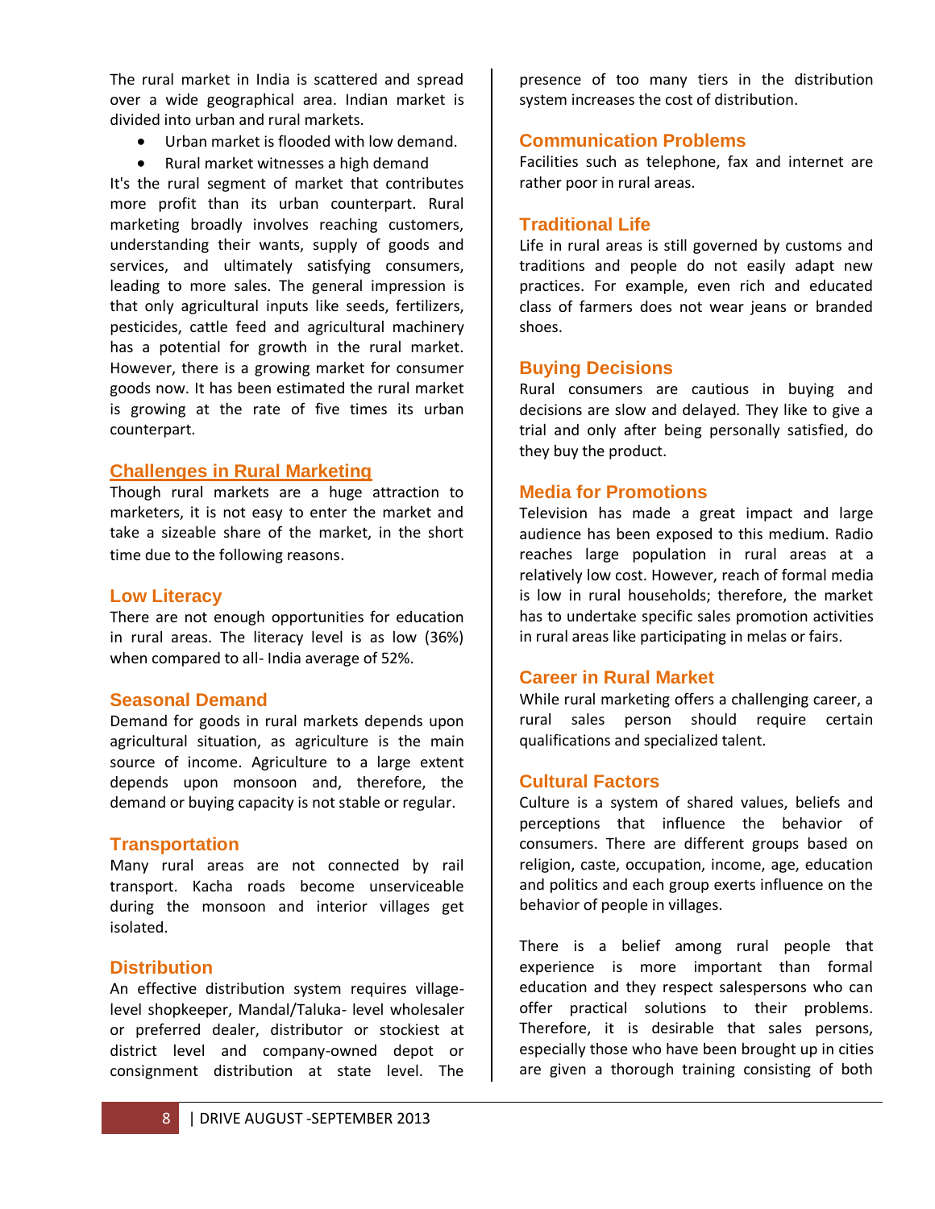The rural market in India is scattered and spread over a wide geographical area. Indian market is divided into urban and rural markets.

- Urban market is flooded with low demand.
- Rural market witnesses a high demand

It's the rural segment of market that contributes more profit than its urban counterpart. Rural marketing broadly involves reaching customers, understanding their wants, supply of goods and services, and ultimately satisfying consumers, leading to more sales. The general impression is that only agricultural inputs like seeds, fertilizers, pesticides, cattle feed and agricultural machinery has a potential for growth in the rural market. However, there is a growing market for consumer goods now. It has been estimated the rural market is growing at the rate of five times its urban counterpart.

## Challenges in Rural Marketing

Though rural markets are a huge attraction to marketers, it is not easy to enter the market and take a sizeable share of the market, in the short time due to the following reasons.

### Low Literacy

There are not enough opportunities for education in rural areas. The literacy level is as low (36%) when compared to all- India average of 52%.

### Seasonal Demand

Demand for goods in rural markets depends upon agricultural situation, as agriculture is the main source of income. Agriculture to a large extent depends upon monsoon and, therefore, the demand or buying capacity is not stable or regular.

### Transportation

Many rural areas are not connected by rail transport. Kacha roads become unserviceable during the monsoon and interior villages get isolated.

### Distribution

An effective distribution system requires village-level shopkeeper, Mandal/Taluka- level wholesaler or preferred dealer, distributor or stockiest at district level and company-owned depot or consignment distribution at state level. The presence of too many tiers in the distribution system increases the cost of distribution.

### Communication Problems

Facilities such as telephone, fax and internet are rather poor in rural areas.

### Traditional Life

Life in rural areas is still governed by customs and traditions and people do not easily adapt new practices. For example, even rich and educated class of farmers does not wear jeans or branded shoes.

### Buying Decisions

Rural consumers are cautious in buying and decisions are slow and delayed. They like to give a trial and only after being personally satisfied, do they buy the product.

### Media for Promotions

Television has made a great impact and large audience has been exposed to this medium. Radio reaches large population in rural areas at a relatively low cost. However, reach of formal media is low in rural households; therefore, the market has to undertake specific sales promotion activities in rural areas like participating in melas or fairs.

### Career in Rural Market

While rural marketing offers a challenging career, a rural sales person should require certain qualifications and specialized talent.

### Cultural Factors

Culture is a system of shared values, beliefs and perceptions that influence the behavior of consumers. There are different groups based on religion, caste, occupation, income, age, education and politics and each group exerts influence on the behavior of people in villages.

There is a belief among rural people that experience is more important than formal education and they respect salespersons who can offer practical solutions to their problems. Therefore, it is desirable that sales persons, especially those who have been brought up in cities are given a thorough training consisting of both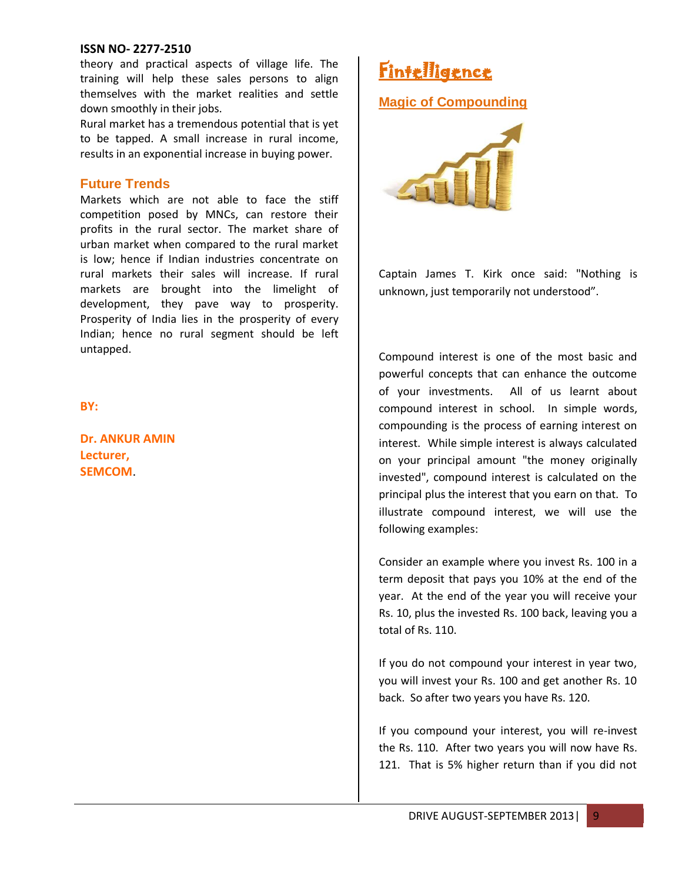theory and practical aspects of village life. The training will help these sales persons to align themselves with the market realities and settle down smoothly in their jobs.

Rural market has a tremendous potential that is yet to be tapped. A small increase in rural income, results in an exponential increase in buying power.

## Future Trends

Markets which are not able to face the stiff competition posed by MNCs, can restore their profits in the rural sector. The market share of urban market when compared to the rural market is low; hence if Indian industries concentrate on rural markets their sales will increase. If rural markets are brought into the limelight of development, they pave way to prosperity. Prosperity of India lies in the prosperity of every Indian; hence no rural segment should be left untapped.

**BY:**

**Dr. ANKUR AMIN**
**Lecturer,**
**SEMCOM**.

# Fintelligence

## Magic of Compounding

Captain James T. Kirk once said: "Nothing is unknown, just temporarily not understood".

Compound interest is one of the most basic and powerful concepts that can enhance the outcome of your investments. All of us learnt about compound interest in school. In simple words, compounding is the process of earning interest on interest. While simple interest is always calculated on your principal amount "the money originally invested", compound interest is calculated on the principal plus the interest that you earn on that. To illustrate compound interest, we will use the following examples:

Consider an example where you invest Rs. 100 in a term deposit that pays you 10% at the end of the year. At the end of the year you will receive your Rs. 10, plus the invested Rs. 100 back, leaving you a total of Rs. 110.

If you do not compound your interest in year two, you will invest your Rs. 100 and get another Rs. 10 back. So after two years you have Rs. 120.

If you compound your interest, you will re-invest the Rs. 110. After two years you will now have Rs. 121. That is 5% higher return than if you did not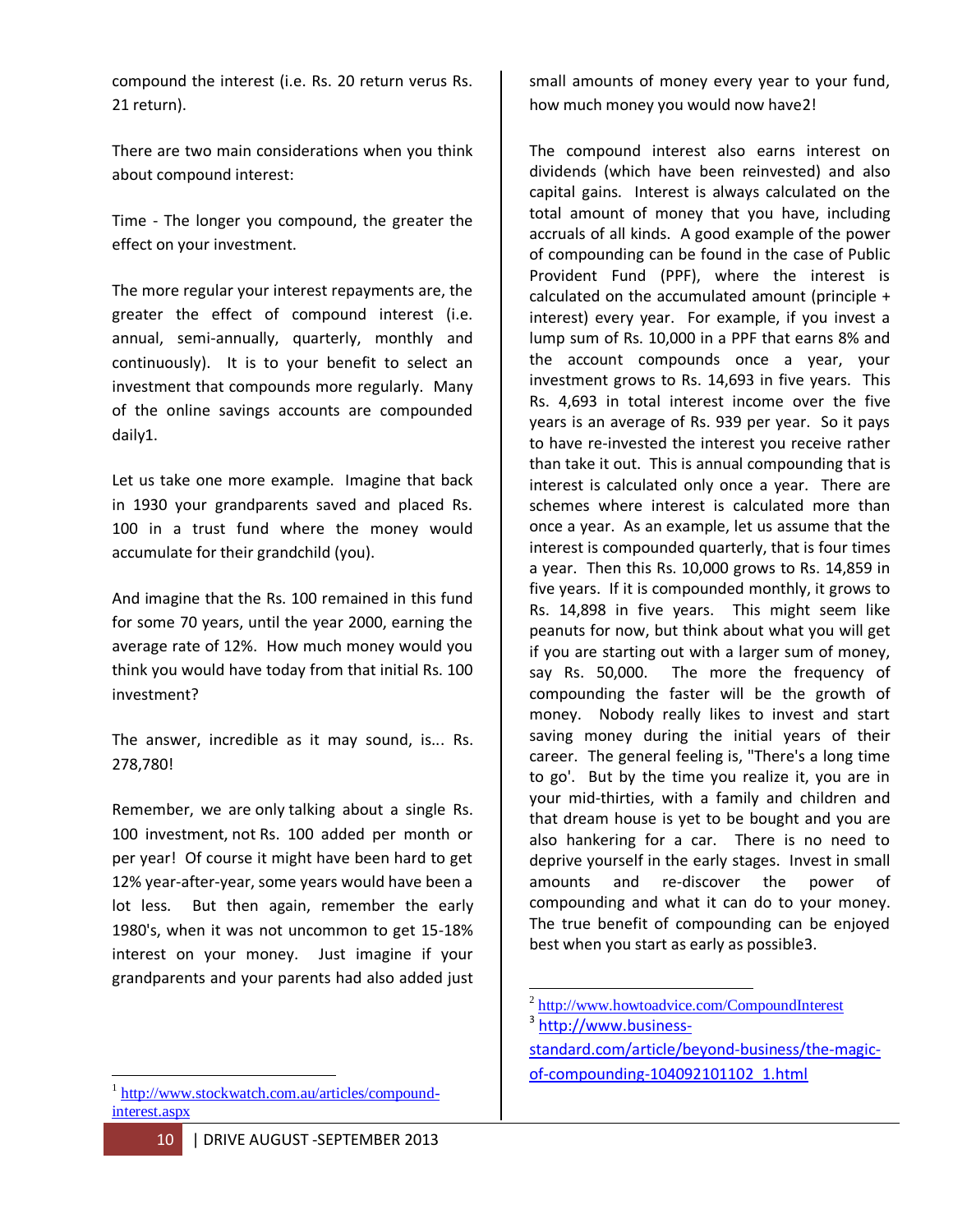compound the interest (i.e. Rs. 20 return verus Rs. 21 return).

There are two main considerations when you think about compound interest:

Time - The longer you compound, the greater the effect on your investment.

The more regular your interest repayments are, the greater the effect of compound interest (i.e. annual, semi-annually, quarterly, monthly and continuously). It is to your benefit to select an investment that compounds more regularly. Many of the online savings accounts are compounded daily[1].

Let us take one more example. Imagine that back in 1930 your grandparents saved and placed Rs. 100 in a trust fund where the money would accumulate for their grandchild (you).

And imagine that the Rs. 100 remained in this fund for some 70 years, until the year 2000, earning the average rate of 12%. How much money would you think you would have today from that initial Rs. 100 investment?

The answer, incredible as it may sound, is... Rs. 278,780!

Remember, we are only talking about a single Rs. 100 investment, not Rs. 100 added per month or per year! Of course it might have been hard to get 12% year-after-year, some years would have been a lot less. But then again, remember the early 1980's, when it was not uncommon to get 15-18% interest on your money. Just imagine if your grandparents and your parents had also added just small amounts of money every year to your fund, how much money you would now have[2]!

The compound interest also earns interest on dividends (which have been reinvested) and also capital gains. Interest is always calculated on the total amount of money that you have, including accruals of all kinds. A good example of the power of compounding can be found in the case of Public Provident Fund (PPF), where the interest is calculated on the accumulated amount (principle + interest) every year. For example, if you invest a lump sum of Rs. 10,000 in a PPF that earns 8% and the account compounds once a year, your investment grows to Rs. 14,693 in five years. This Rs. 4,693 in total interest income over the five years is an average of Rs. 939 per year. So it pays to have re-invested the interest you receive rather than take it out. This is annual compounding that is interest is calculated only once a year. There are schemes where interest is calculated more than once a year. As an example, let us assume that the interest is compounded quarterly, that is four times a year. Then this Rs. 10,000 grows to Rs. 14,859 in five years. If it is compounded monthly, it grows to Rs. 14,898 in five years. This might seem like peanuts for now, but think about what you will get if you are starting out with a larger sum of money, say Rs. 50,000. The more the frequency of compounding the faster will be the growth of money. Nobody really likes to invest and start saving money during the initial years of their career. The general feeling is, "There's a long time to go'. But by the time you realize it, you are in your mid-thirties, with a family and children and that dream house is yet to be bought and you are also hankering for a car. There is no need to deprive yourself in the early stages. Invest in small amounts and re-discover the power of compounding and what it can do to your money. The true benefit of compounding can be enjoyed best when you start as early as possible[3].

---

[1] http://www.stockwatch.com.au/articles/compound-interest.aspx

[2] http://www.howtoadvice.com/CompoundInterest

[3] http://www.business-standard.com/article/beyond-business/the-magic-of-compounding-104092101102_1.html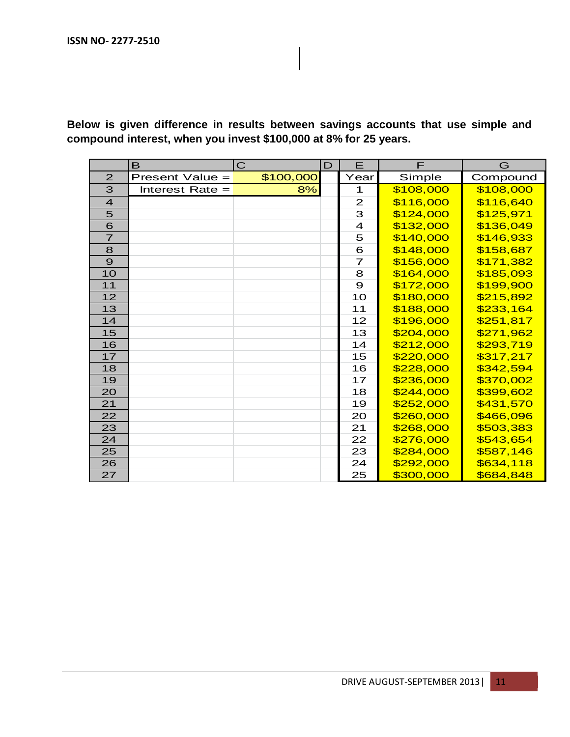**Below is given difference in results between savings accounts that use simple and compound interest, when you invest $100,000 at 8% for 25 years.**

| | B | C | D | E | F | G |
|---|---|---|---|---|---|---|
| 2 | Present Value = | $100,000 | | Year | Simple | Compound |
| 3 | Interest Rate = | 8% | | 1 | $108,000 | $108,000 |
| 4 | | | | 2 | $116,000 | $116,640 |
| 5 | | | | 3 | $124,000 | $125,971 |
| 6 | | | | 4 | $132,000 | $136,049 |
| 7 | | | | 5 | $140,000 | $146,933 |
| 8 | | | | 6 | $148,000 | $158,687 |
| 9 | | | | 7 | $156,000 | $171,382 |
| 10 | | | | 8 | $164,000 | $185,093 |
| 11 | | | | 9 | $172,000 | $199,900 |
| 12 | | | | 10 | $180,000 | $215,892 |
| 13 | | | | 11 | $188,000 | $233,164 |
| 14 | | | | 12 | $196,000 | $251,817 |
| 15 | | | | 13 | $204,000 | $271,962 |
| 16 | | | | 14 | $212,000 | $293,719 |
| 17 | | | | 15 | $220,000 | $317,217 |
| 18 | | | | 16 | $228,000 | $342,594 |
| 19 | | | | 17 | $236,000 | $370,002 |
| 20 | | | | 18 | $244,000 | $399,602 |
| 21 | | | | 19 | $252,000 | $431,570 |
| 22 | | | | 20 | $260,000 | $466,096 |
| 23 | | | | 21 | $268,000 | $503,383 |
| 24 | | | | 22 | $276,000 | $543,654 |
| 25 | | | | 23 | $284,000 | $587,146 |
| 26 | | | | 24 | $292,000 | $634,118 |
| 27 | | | | 25 | $300,000 | $684,848 |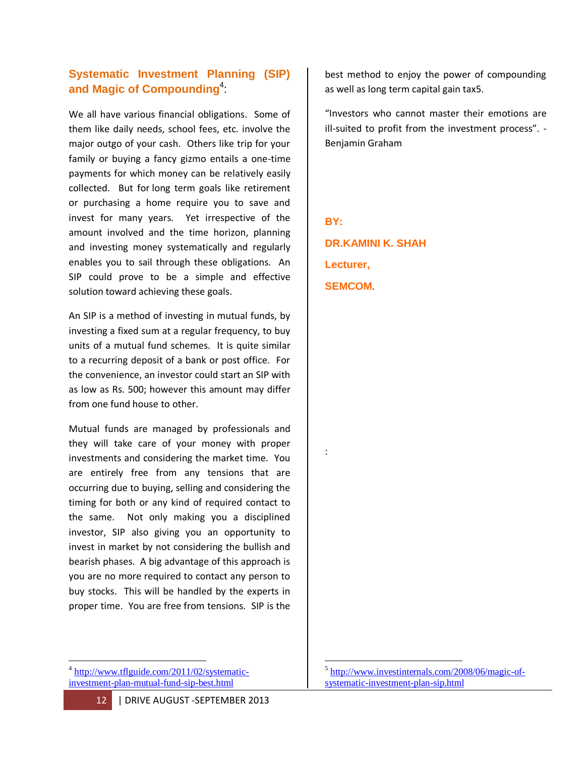## Systematic Investment Planning (SIP) and Magic of Compounding[4]:

We all have various financial obligations. Some of them like daily needs, school fees, etc. involve the major outgo of your cash. Others like trip for your family or buying a fancy gizmo entails a one-time payments for which money can be relatively easily collected. But for long term goals like retirement or purchasing a home require you to save and invest for many years. Yet irrespective of the amount involved and the time horizon, planning and investing money systematically and regularly enables you to sail through these obligations. An SIP could prove to be a simple and effective solution toward achieving these goals.

An SIP is a method of investing in mutual funds, by investing a fixed sum at a regular frequency, to buy units of a mutual fund schemes. It is quite similar to a recurring deposit of a bank or post office. For the convenience, an investor could start an SIP with as low as Rs. 500; however this amount may differ from one fund house to other.

Mutual funds are managed by professionals and they will take care of your money with proper investments and considering the market time. You are entirely free from any tensions that are occurring due to buying, selling and considering the timing for both or any kind of required contact to the same. Not only making you a disciplined investor, SIP also giving you an opportunity to invest in market by not considering the bullish and bearish phases. A big advantage of this approach is you are no more required to contact any person to buy stocks. This will be handled by the experts in proper time. You are free from tensions. SIP is the best method to enjoy the power of compounding as well as long term capital gain tax5.

"Investors who cannot master their emotions are ill-suited to profit from the investment process". - Benjamin Graham

**BY:**

**DR.KAMINI K. SHAH**

**Lecturer,**

**SEMCOM.**

:

---

[4] http://www.tflguide.com/2011/02/systematic-investment-plan-mutual-fund-sip-best.html

[5] http://www.investinternals.com/2008/06/magic-of-systematic-investment-plan-sip.html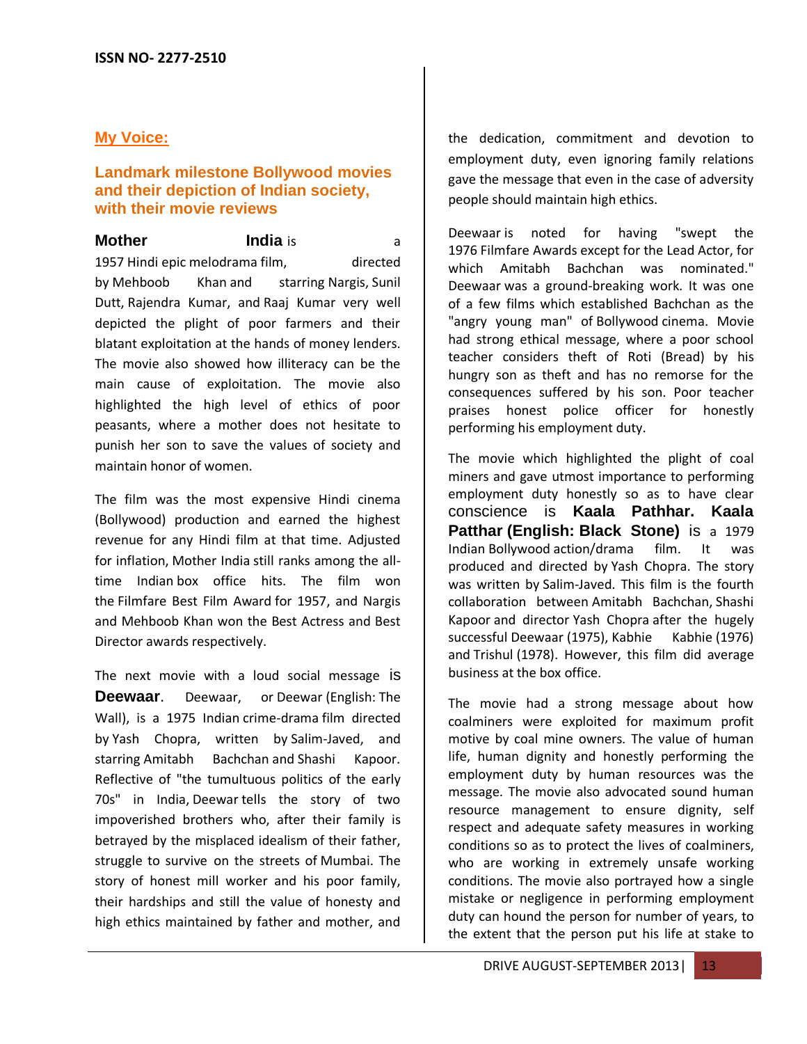## My Voice:

### Landmark milestone Bollywood movies and their depiction of Indian society, with their movie reviews

**Mother India** is a 1957 Hindi epic melodrama film, directed by Mehboob Khan and starring Nargis, Sunil Dutt, Rajendra Kumar, and Raaj Kumar very well depicted the plight of poor farmers and their blatant exploitation at the hands of money lenders. The movie also showed how illiteracy can be the main cause of exploitation. The movie also highlighted the high level of ethics of poor peasants, where a mother does not hesitate to punish her son to save the values of society and maintain honor of women.

The film was the most expensive Hindi cinema (Bollywood) production and earned the highest revenue for any Hindi film at that time. Adjusted for inflation, Mother India still ranks among the all-time Indian box office hits. The film won the Filmfare Best Film Award for 1957, and Nargis and Mehboob Khan won the Best Actress and Best Director awards respectively.

The next movie with a loud social message is **Deewaar**. Deewaar, or Deewar (English: The Wall), is a 1975 Indian crime-drama film directed by Yash Chopra, written by Salim-Javed, and starring Amitabh Bachchan and Shashi Kapoor. Reflective of "the tumultuous politics of the early 70s" in India, Deewar tells the story of two impoverished brothers who, after their family is betrayed by the misplaced idealism of their father, struggle to survive on the streets of Mumbai. The story of honest mill worker and his poor family, their hardships and still the value of honesty and high ethics maintained by father and mother, and the dedication, commitment and devotion to employment duty, even ignoring family relations gave the message that even in the case of adversity people should maintain high ethics.

Deewaar is noted for having "swept the 1976 Filmfare Awards except for the Lead Actor, for which Amitabh Bachchan was nominated." Deewaar was a ground-breaking work. It was one of a few films which established Bachchan as the "angry young man" of Bollywood cinema. Movie had strong ethical message, where a poor school teacher considers theft of Roti (Bread) by his hungry son as theft and has no remorse for the consequences suffered by his son. Poor teacher praises honest police officer for honestly performing his employment duty.

The movie which highlighted the plight of coal miners and gave utmost importance to performing employment duty honestly so as to have clear conscience is **Kaala Pathhar. Kaala Patthar (English: Black Stone)** is a 1979 Indian Bollywood action/drama film. It was produced and directed by Yash Chopra. The story was written by Salim-Javed. This film is the fourth collaboration between Amitabh Bachchan, Shashi Kapoor and director Yash Chopra after the hugely successful Deewaar (1975), Kabhie Kabhie (1976) and Trishul (1978). However, this film did average business at the box office.

The movie had a strong message about how coalminers were exploited for maximum profit motive by coal mine owners. The value of human life, human dignity and honestly performing the employment duty by human resources was the message. The movie also advocated sound human resource management to ensure dignity, self respect and adequate safety measures in working conditions so as to protect the lives of coalminers, who are working in extremely unsafe working conditions. The movie also portrayed how a single mistake or negligence in performing employment duty can hound the person for number of years, to the extent that the person put his life at stake to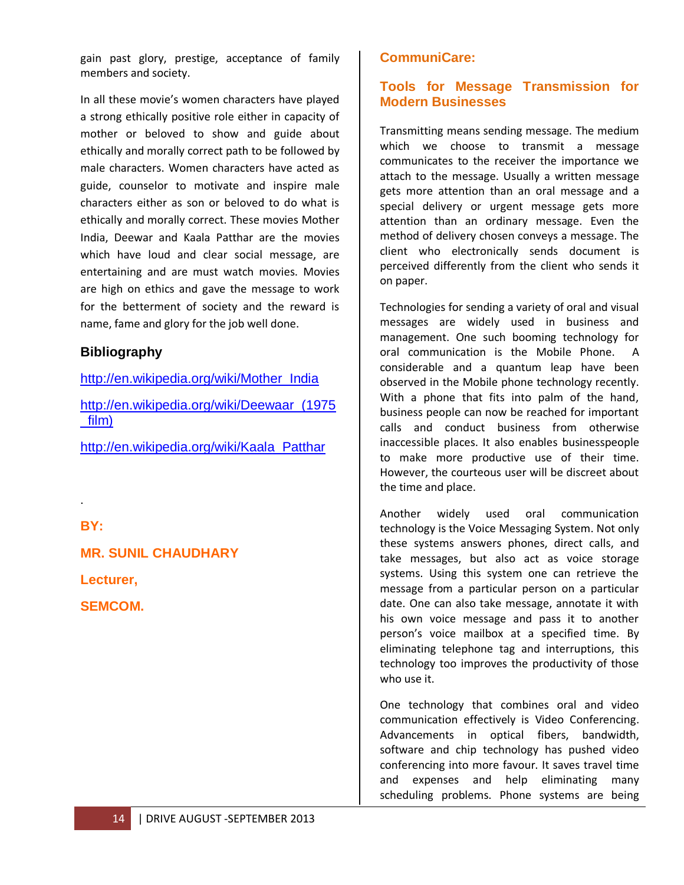gain past glory, prestige, acceptance of family members and society.

In all these movie's women characters have played a strong ethically positive role either in capacity of mother or beloved to show and guide about ethically and morally correct path to be followed by male characters. Women characters have acted as guide, counselor to motivate and inspire male characters either as son or beloved to do what is ethically and morally correct. These movies Mother India, Deewar and Kaala Patthar are the movies which have loud and clear social message, are entertaining and are must watch movies. Movies are high on ethics and gave the message to work for the betterment of society and the reward is name, fame and glory for the job well done.

### Bibliography

http://en.wikipedia.org/wiki/Mother_India

http://en.wikipedia.org/wiki/Deewaar_(1975_film)

http://en.wikipedia.org/wiki/Kaala_Patthar

.

**BY:**

**MR. SUNIL CHAUDHARY**

**Lecturer,**

**SEMCOM.**

## CommuniCare:

## Tools for Message Transmission for Modern Businesses

Transmitting means sending message. The medium which we choose to transmit a message communicates to the receiver the importance we attach to the message. Usually a written message gets more attention than an oral message and a special delivery or urgent message gets more attention than an ordinary message. Even the method of delivery chosen conveys a message. The client who electronically sends document is perceived differently from the client who sends it on paper.

Technologies for sending a variety of oral and visual messages are widely used in business and management. One such booming technology for oral communication is the Mobile Phone. A considerable and a quantum leap have been observed in the Mobile phone technology recently. With a phone that fits into palm of the hand, business people can now be reached for important calls and conduct business from otherwise inaccessible places. It also enables businesspeople to make more productive use of their time. However, the courteous user will be discreet about the time and place.

Another widely used oral communication technology is the Voice Messaging System. Not only these systems answers phones, direct calls, and take messages, but also act as voice storage systems. Using this system one can retrieve the message from a particular person on a particular date. One can also take message, annotate it with his own voice message and pass it to another person's voice mailbox at a specified time. By eliminating telephone tag and interruptions, this technology too improves the productivity of those who use it.

One technology that combines oral and video communication effectively is Video Conferencing. Advancements in optical fibers, bandwidth, software and chip technology has pushed video conferencing into more favour. It saves travel time and expenses and help eliminating many scheduling problems. Phone systems are being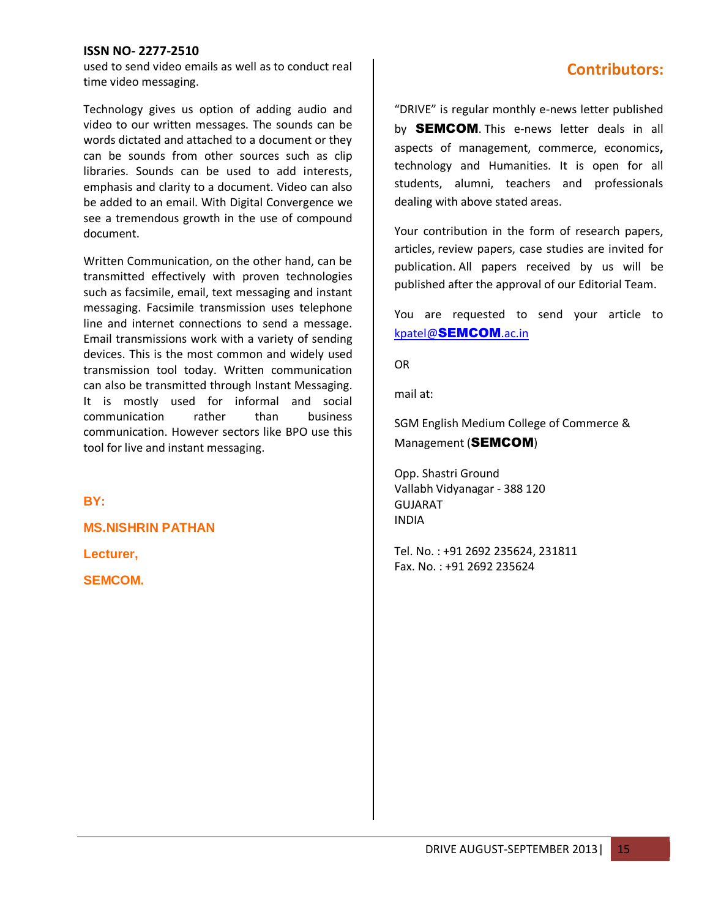used to send video emails as well as to conduct real time video messaging.

Technology gives us option of adding audio and video to our written messages. The sounds can be words dictated and attached to a document or they can be sounds from other sources such as clip libraries. Sounds can be used to add interests, emphasis and clarity to a document. Video can also be added to an email. With Digital Convergence we see a tremendous growth in the use of compound document.

Written Communication, on the other hand, can be transmitted effectively with proven technologies such as facsimile, email, text messaging and instant messaging. Facsimile transmission uses telephone line and internet connections to send a message. Email transmissions work with a variety of sending devices. This is the most common and widely used transmission tool today. Written communication can also be transmitted through Instant Messaging. It is mostly used for informal and social communication rather than business communication. However sectors like BPO use this tool for live and instant messaging.

**BY:**

**MS.NISHRIN PATHAN**

**Lecturer,**

**SEMCOM.**

## Contributors:

"DRIVE" is regular monthly e-news letter published by **SEMCOM**. This e-news letter deals in all aspects of management, commerce, economics**,** technology and Humanities. It is open for all students, alumni, teachers and professionals dealing with above stated areas.

Your contribution in the form of research papers, articles, review papers, case studies are invited for publication. All papers received by us will be published after the approval of our Editorial Team.

You are requested to send your article to kpatel@**SEMCOM**.ac.in

OR

mail at:

SGM English Medium College of Commerce & Management (**SEMCOM**)

Opp. Shastri Ground
Vallabh Vidyanagar - 388 120
GUJARAT
INDIA

Tel. No. : +91 2692 235624, 231811
Fax. No. : +91 2692 235624